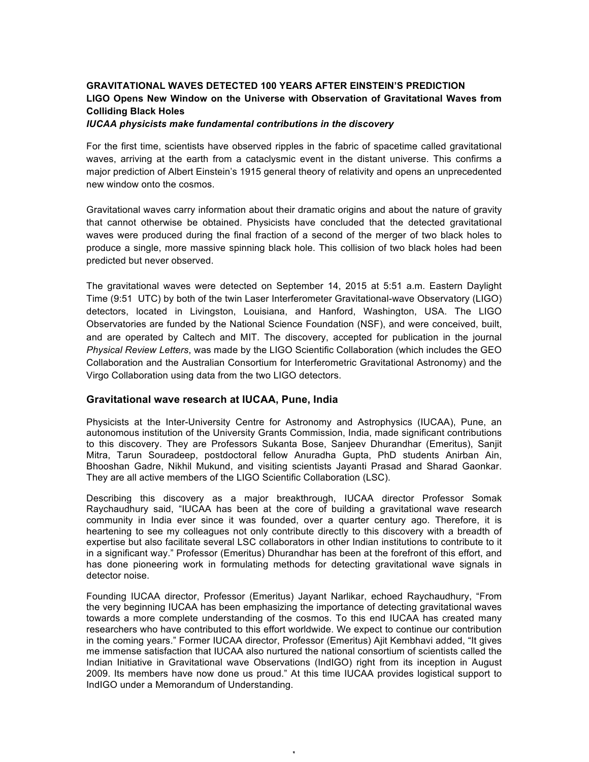**GRAVITATIONAL WAVES DETECTED 100 YEARS AFTER EINSTEIN'S PREDICTION**
**LIGO Opens New Window on the Universe with Observation of Gravitational Waves from Colliding Black Holes**
***IUCAA physicists make fundamental contributions in the discovery***

For the first time, scientists have observed ripples in the fabric of spacetime called gravitational waves, arriving at the earth from a cataclysmic event in the distant universe. This confirms a major prediction of Albert Einstein's 1915 general theory of relativity and opens an unprecedented new window onto the cosmos.

Gravitational waves carry information about their dramatic origins and about the nature of gravity that cannot otherwise be obtained. Physicists have concluded that the detected gravitational waves were produced during the final fraction of a second of the merger of two black holes to produce a single, more massive spinning black hole. This collision of two black holes had been predicted but never observed.

The gravitational waves were detected on September 14, 2015 at 5:51 a.m. Eastern Daylight Time (9:51 UTC) by both of the twin Laser Interferometer Gravitational-wave Observatory (LIGO) detectors, located in Livingston, Louisiana, and Hanford, Washington, USA. The LIGO Observatories are funded by the National Science Foundation (NSF), and were conceived, built, and are operated by Caltech and MIT. The discovery, accepted for publication in the journal *Physical Review Letters*, was made by the LIGO Scientific Collaboration (which includes the GEO Collaboration and the Australian Consortium for Interferometric Gravitational Astronomy) and the Virgo Collaboration using data from the two LIGO detectors.

## Gravitational wave research at IUCAA, Pune, India

Physicists at the Inter-University Centre for Astronomy and Astrophysics (IUCAA), Pune, an autonomous institution of the University Grants Commission, India, made significant contributions to this discovery. They are Professors Sukanta Bose, Sanjeev Dhurandhar (Emeritus), Sanjit Mitra, Tarun Souradeep, postdoctoral fellow Anuradha Gupta, PhD students Anirban Ain, Bhooshan Gadre, Nikhil Mukund, and visiting scientists Jayanti Prasad and Sharad Gaonkar. They are all active members of the LIGO Scientific Collaboration (LSC).

Describing this discovery as a major breakthrough, IUCAA director Professor Somak Raychaudhury said, "IUCAA has been at the core of building a gravitational wave research community in India ever since it was founded, over a quarter century ago. Therefore, it is heartening to see my colleagues not only contribute directly to this discovery with a breadth of expertise but also facilitate several LSC collaborators in other Indian institutions to contribute to it in a significant way." Professor (Emeritus) Dhurandhar has been at the forefront of this effort, and has done pioneering work in formulating methods for detecting gravitational wave signals in detector noise.

Founding IUCAA director, Professor (Emeritus) Jayant Narlikar, echoed Raychaudhury, "From the very beginning IUCAA has been emphasizing the importance of detecting gravitational waves towards a more complete understanding of the cosmos. To this end IUCAA has created many researchers who have contributed to this effort worldwide. We expect to continue our contribution in the coming years." Former IUCAA director, Professor (Emeritus) Ajit Kembhavi added, "It gives me immense satisfaction that IUCAA also nurtured the national consortium of scientists called the Indian Initiative in Gravitational wave Observations (IndIGO) right from its inception in August 2009. Its members have now done us proud." At this time IUCAA provides logistical support to IndIGO under a Memorandum of Understanding.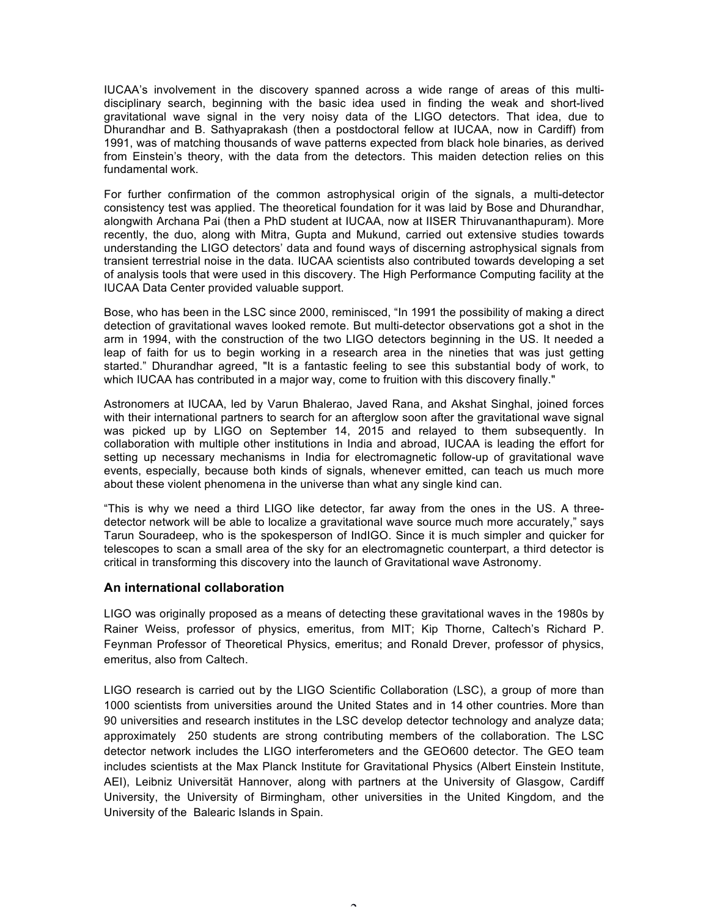IUCAA's involvement in the discovery spanned across a wide range of areas of this multi-disciplinary search, beginning with the basic idea used in finding the weak and short-lived gravitational wave signal in the very noisy data of the LIGO detectors. That idea, due to Dhurandhar and B. Sathyaprakash (then a postdoctoral fellow at IUCAA, now in Cardiff) from 1991, was of matching thousands of wave patterns expected from black hole binaries, as derived from Einstein's theory, with the data from the detectors. This maiden detection relies on this fundamental work.

For further confirmation of the common astrophysical origin of the signals, a multi-detector consistency test was applied. The theoretical foundation for it was laid by Bose and Dhurandhar, alongwith Archana Pai (then a PhD student at IUCAA, now at IISER Thiruvananthapuram). More recently, the duo, along with Mitra, Gupta and Mukund, carried out extensive studies towards understanding the LIGO detectors' data and found ways of discerning astrophysical signals from transient terrestrial noise in the data. IUCAA scientists also contributed towards developing a set of analysis tools that were used in this discovery. The High Performance Computing facility at the IUCAA Data Center provided valuable support.

Bose, who has been in the LSC since 2000, reminisced, "In 1991 the possibility of making a direct detection of gravitational waves looked remote. But multi-detector observations got a shot in the arm in 1994, with the construction of the two LIGO detectors beginning in the US. It needed a leap of faith for us to begin working in a research area in the nineties that was just getting started." Dhurandhar agreed, "It is a fantastic feeling to see this substantial body of work, to which IUCAA has contributed in a major way, come to fruition with this discovery finally."

Astronomers at IUCAA, led by Varun Bhalerao, Javed Rana, and Akshat Singhal, joined forces with their international partners to search for an afterglow soon after the gravitational wave signal was picked up by LIGO on September 14, 2015 and relayed to them subsequently. In collaboration with multiple other institutions in India and abroad, IUCAA is leading the effort for setting up necessary mechanisms in India for electromagnetic follow-up of gravitational wave events, especially, because both kinds of signals, whenever emitted, can teach us much more about these violent phenomena in the universe than what any single kind can.

"This is why we need a third LIGO like detector, far away from the ones in the US. A three-detector network will be able to localize a gravitational wave source much more accurately," says Tarun Souradeep, who is the spokesperson of IndIGO. Since it is much simpler and quicker for telescopes to scan a small area of the sky for an electromagnetic counterpart, a third detector is critical in transforming this discovery into the launch of Gravitational wave Astronomy.

### An international collaboration

LIGO was originally proposed as a means of detecting these gravitational waves in the 1980s by Rainer Weiss, professor of physics, emeritus, from MIT; Kip Thorne, Caltech's Richard P. Feynman Professor of Theoretical Physics, emeritus; and Ronald Drever, professor of physics, emeritus, also from Caltech.

LIGO research is carried out by the LIGO Scientific Collaboration (LSC), a group of more than 1000 scientists from universities around the United States and in 14 other countries. More than 90 universities and research institutes in the LSC develop detector technology and analyze data; approximately 250 students are strong contributing members of the collaboration. The LSC detector network includes the LIGO interferometers and the GEO600 detector. The GEO team includes scientists at the Max Planck Institute for Gravitational Physics (Albert Einstein Institute, AEI), Leibniz Universität Hannover, along with partners at the University of Glasgow, Cardiff University, the University of Birmingham, other universities in the United Kingdom, and the University of the Balearic Islands in Spain.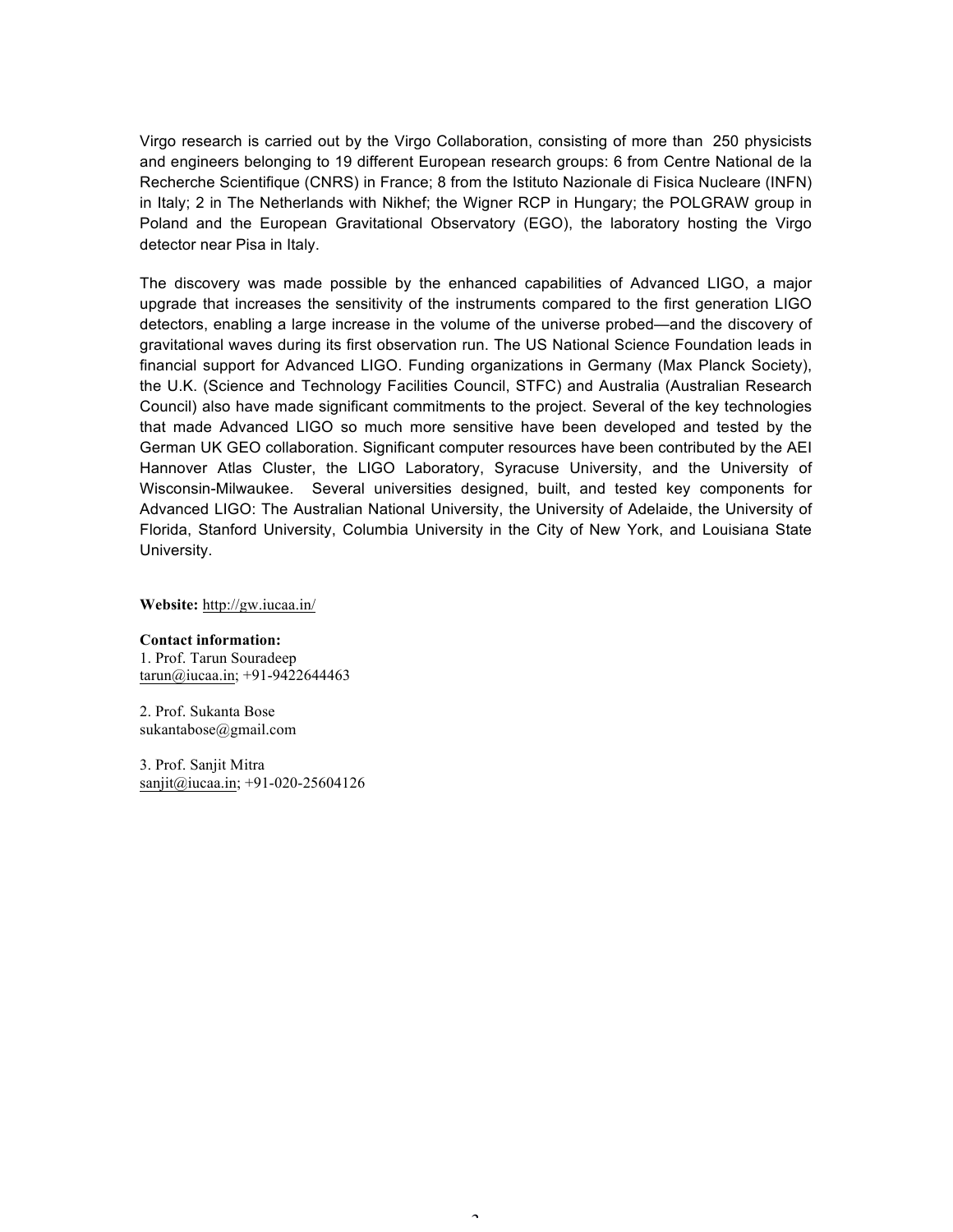Virgo research is carried out by the Virgo Collaboration, consisting of more than 250 physicists and engineers belonging to 19 different European research groups: 6 from Centre National de la Recherche Scientifique (CNRS) in France; 8 from the Istituto Nazionale di Fisica Nucleare (INFN) in Italy; 2 in The Netherlands with Nikhef; the Wigner RCP in Hungary; the POLGRAW group in Poland and the European Gravitational Observatory (EGO), the laboratory hosting the Virgo detector near Pisa in Italy.

The discovery was made possible by the enhanced capabilities of Advanced LIGO, a major upgrade that increases the sensitivity of the instruments compared to the first generation LIGO detectors, enabling a large increase in the volume of the universe probed—and the discovery of gravitational waves during its first observation run. The US National Science Foundation leads in financial support for Advanced LIGO. Funding organizations in Germany (Max Planck Society), the U.K. (Science and Technology Facilities Council, STFC) and Australia (Australian Research Council) also have made significant commitments to the project. Several of the key technologies that made Advanced LIGO so much more sensitive have been developed and tested by the German UK GEO collaboration. Significant computer resources have been contributed by the AEI Hannover Atlas Cluster, the LIGO Laboratory, Syracuse University, and the University of Wisconsin-Milwaukee. Several universities designed, built, and tested key components for Advanced LIGO: The Australian National University, the University of Adelaide, the University of Florida, Stanford University, Columbia University in the City of New York, and Louisiana State University.

**Website:** http://gw.iucaa.in/

**Contact information:**

1. Prof. Tarun Souradeep
tarun@iucaa.in; +91-9422644463

2. Prof. Sukanta Bose
sukantabose@gmail.com

3. Prof. Sanjit Mitra
sanjit@iucaa.in; +91-020-25604126